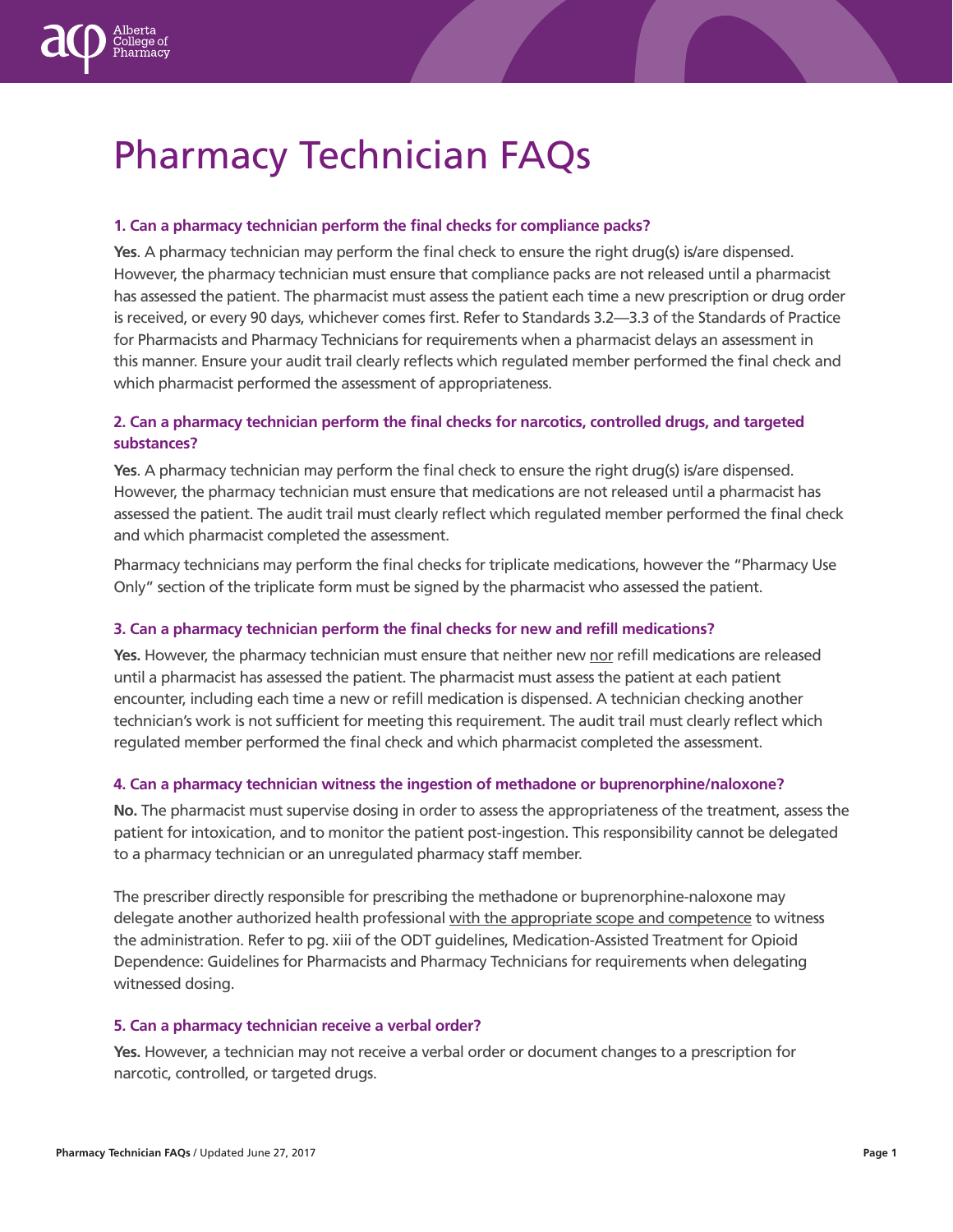# Pharmacy Technician FAQs

### 1. Can a pharmacy technician perform the final checks for compliance packs?

**Yes**. A pharmacy technician may perform the final check to ensure the right drug(s) is/are dispensed. However, the pharmacy technician must ensure that compliance packs are not released until a pharmacist has assessed the patient. The pharmacist must assess the patient each time a new prescription or drug order is received, or every 90 days, whichever comes first. Refer to Standards 3.2—3.3 of the Standards of Practice for Pharmacists and Pharmacy Technicians for requirements when a pharmacist delays an assessment in this manner. Ensure your audit trail clearly reflects which regulated member performed the final check and which pharmacist performed the assessment of appropriateness.

### 2. Can a pharmacy technician perform the final checks for narcotics, controlled drugs, and targeted substances?

**Yes**. A pharmacy technician may perform the final check to ensure the right drug(s) is/are dispensed. However, the pharmacy technician must ensure that medications are not released until a pharmacist has assessed the patient. The audit trail must clearly reflect which regulated member performed the final check and which pharmacist completed the assessment.

Pharmacy technicians may perform the final checks for triplicate medications, however the "Pharmacy Use Only" section of the triplicate form must be signed by the pharmacist who assessed the patient.

### 3. Can a pharmacy technician perform the final checks for new and refill medications?

**Yes.** However, the pharmacy technician must ensure that neither new nor refill medications are released until a pharmacist has assessed the patient. The pharmacist must assess the patient at each patient encounter, including each time a new or refill medication is dispensed. A technician checking another technician's work is not sufficient for meeting this requirement. The audit trail must clearly reflect which regulated member performed the final check and which pharmacist completed the assessment.

### 4. Can a pharmacy technician witness the ingestion of methadone or buprenorphine/naloxone?

**No.** The pharmacist must supervise dosing in order to assess the appropriateness of the treatment, assess the patient for intoxication, and to monitor the patient post-ingestion. This responsibility cannot be delegated to a pharmacy technician or an unregulated pharmacy staff member.

The prescriber directly responsible for prescribing the methadone or buprenorphine-naloxone may delegate another authorized health professional with the appropriate scope and competence to witness the administration. Refer to pg. xiii of the ODT guidelines, Medication-Assisted Treatment for Opioid Dependence: Guidelines for Pharmacists and Pharmacy Technicians for requirements when delegating witnessed dosing.

### 5. Can a pharmacy technician receive a verbal order?

**Yes.** However, a technician may not receive a verbal order or document changes to a prescription for narcotic, controlled, or targeted drugs.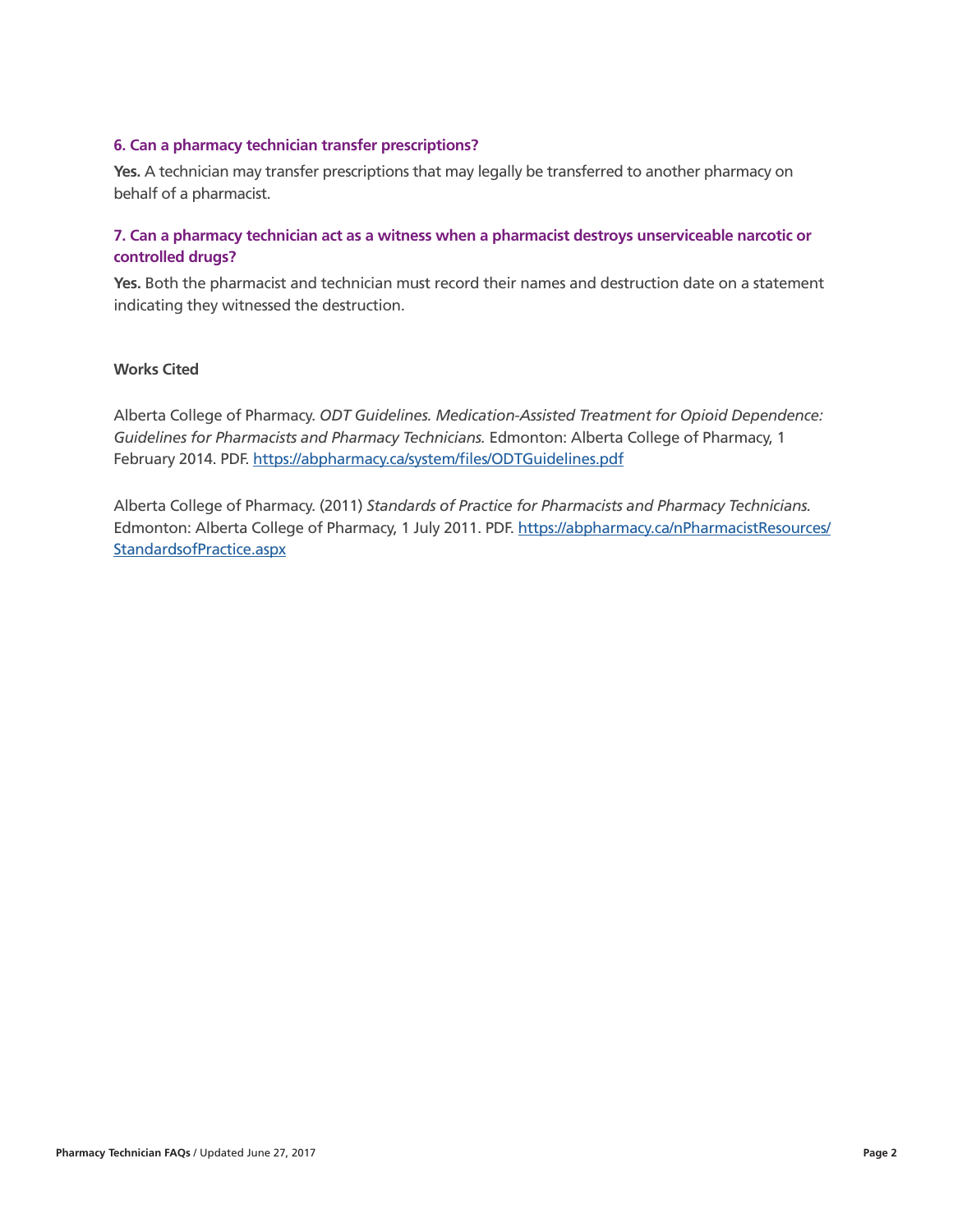### 6. Can a pharmacy technician transfer prescriptions?

**Yes.** A technician may transfer prescriptions that may legally be transferred to another pharmacy on behalf of a pharmacist.

### 7. Can a pharmacy technician act as a witness when a pharmacist destroys unserviceable narcotic or controlled drugs?

**Yes.** Both the pharmacist and technician must record their names and destruction date on a statement indicating they witnessed the destruction.

**Works Cited**

Alberta College of Pharmacy. *ODT Guidelines. Medication-Assisted Treatment for Opioid Dependence: Guidelines for Pharmacists and Pharmacy Technicians.* Edmonton: Alberta College of Pharmacy, 1 February 2014. PDF. https://abpharmacy.ca/system/files/ODTGuidelines.pdf

Alberta College of Pharmacy. (2011) *Standards of Practice for Pharmacists and Pharmacy Technicians.* Edmonton: Alberta College of Pharmacy, 1 July 2011. PDF. https://abpharmacy.ca/nPharmacistResources/StandardsofPractice.aspx